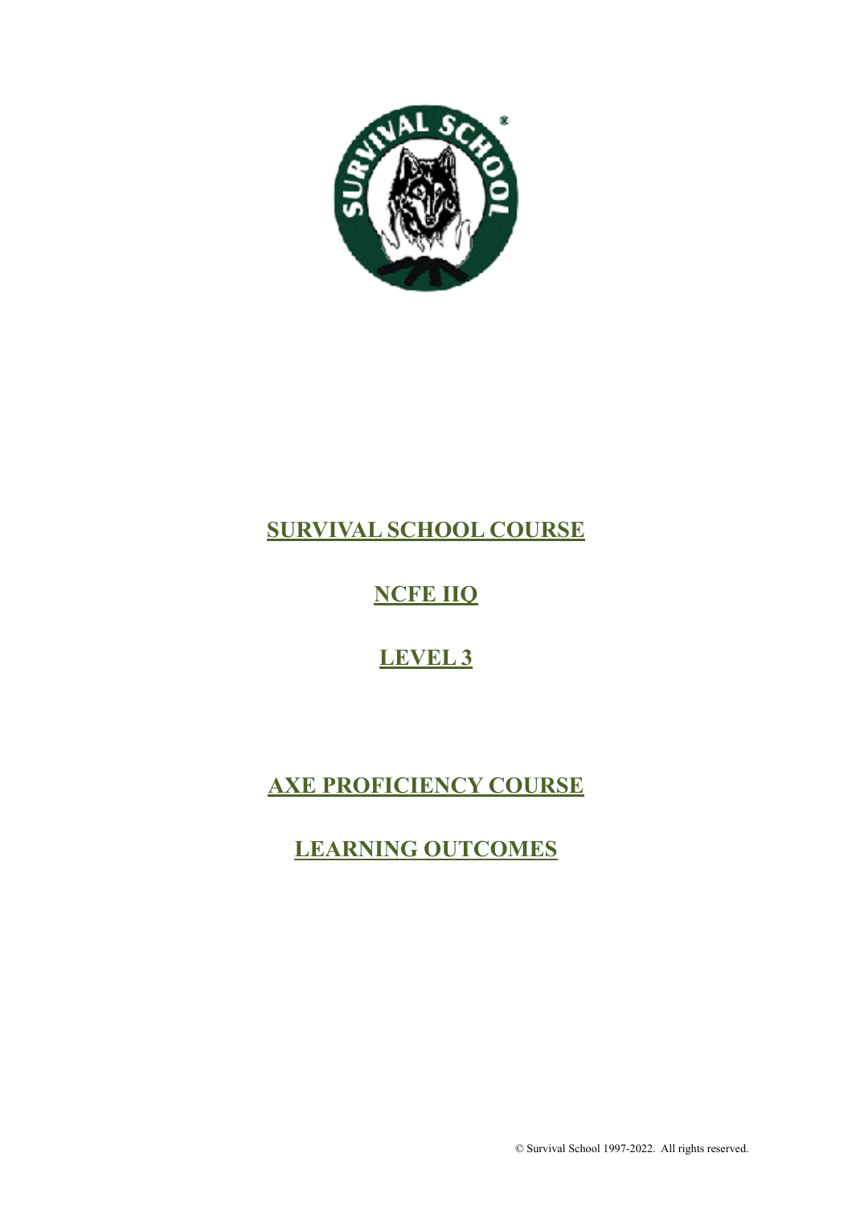# SURVIVAL SCHOOL COURSE

## NCFE IIQ

## LEVEL 3

# AXE PROFICIENCY COURSE

# LEARNING OUTCOMES

© Survival School 1997-2022. All rights reserved.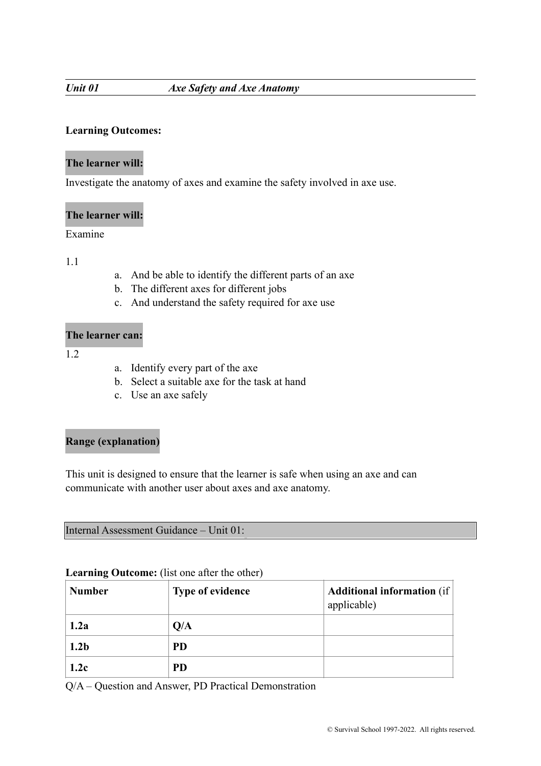***Unit 01*** ***Axe Safety and Axe Anatomy***

**Learning Outcomes:**

**The learner will:**

Investigate the anatomy of axes and examine the safety involved in axe use.

**The learner will:**

Examine

1.1

a. And be able to identify the different parts of an axe
b. The different axes for different jobs
c. And understand the safety required for axe use

**The learner can:**

1.2

a. Identify every part of the axe
b. Select a suitable axe for the task at hand
c. Use an axe safely

**Range (explanation)**

This unit is designed to ensure that the learner is safe when using an axe and can communicate with another user about axes and axe anatomy.

Internal Assessment Guidance – Unit 01:

**Learning Outcome:** (list one after the other)

| **Number** | **Type of evidence** | **Additional information** (if applicable) |
|---|---|---|
| **1.2a** | **Q/A** | |
| **1.2b** | **PD** | |
| **1.2c** | **PD** | |

Q/A – Question and Answer, PD Practical Demonstration

© Survival School 1997-2022. All rights reserved.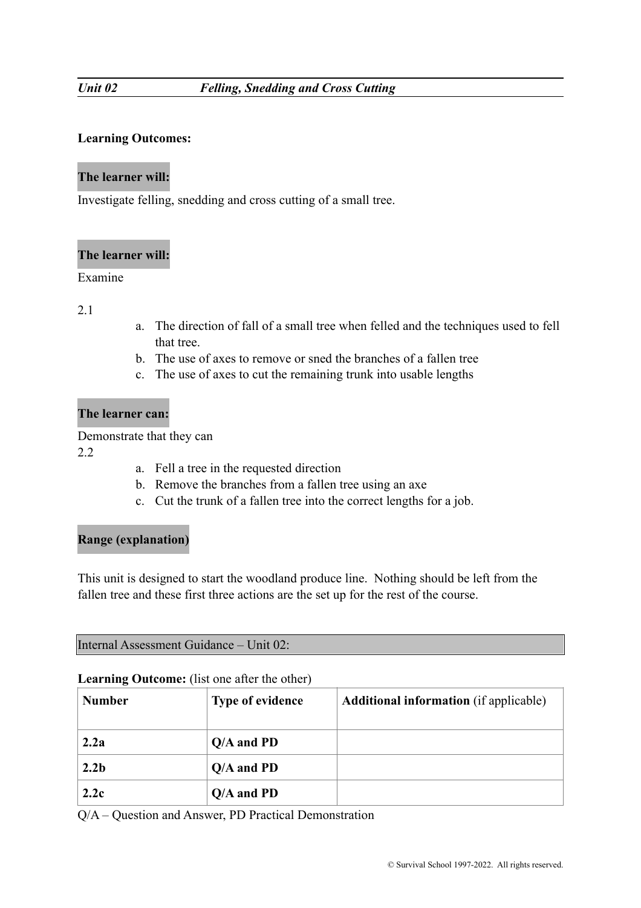*Unit 02 Felling, Snedding and Cross Cutting*

**Learning Outcomes:**

**The learner will:**

Investigate felling, snedding and cross cutting of a small tree.

**The learner will:**

Examine

2.1

a. The direction of fall of a small tree when felled and the techniques used to fell that tree.
b. The use of axes to remove or sned the branches of a fallen tree
c. The use of axes to cut the remaining trunk into usable lengths

**The learner can:**

Demonstrate that they can

2.2

a. Fell a tree in the requested direction
b. Remove the branches from a fallen tree using an axe
c. Cut the trunk of a fallen tree into the correct lengths for a job.

**Range (explanation)**

This unit is designed to start the woodland produce line. Nothing should be left from the fallen tree and these first three actions are the set up for the rest of the course.

Internal Assessment Guidance – Unit 02:

**Learning Outcome:** (list one after the other)

| **Number** | **Type of evidence** | **Additional information** (if applicable) |
|---|---|---|
| **2.2a** | **Q/A and PD** | |
| **2.2b** | **Q/A and PD** | |
| **2.2c** | **Q/A and PD** | |

Q/A – Question and Answer, PD Practical Demonstration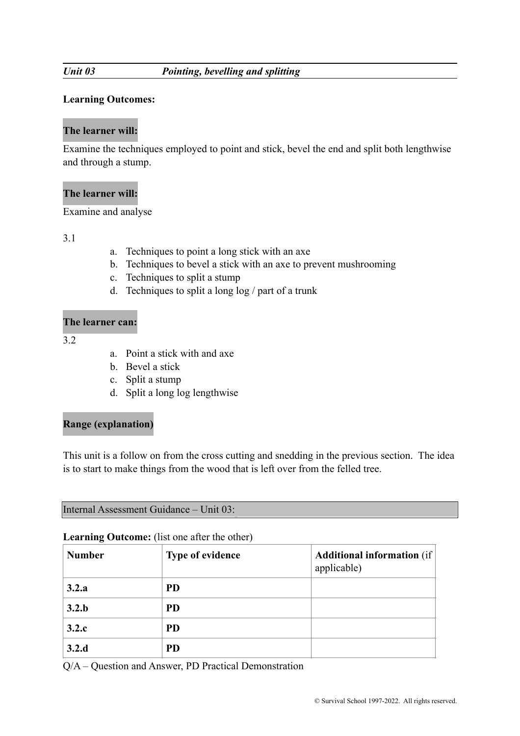*Unit 03 Pointing, bevelling and splitting*

**Learning Outcomes:**

**The learner will:**

Examine the techniques employed to point and stick, bevel the end and split both lengthwise and through a stump.

**The learner will:**

Examine and analyse

3.1

a. Techniques to point a long stick with an axe
b. Techniques to bevel a stick with an axe to prevent mushrooming
c. Techniques to split a stump
d. Techniques to split a long log / part of a trunk

**The learner can:**

3.2

a. Point a stick with and axe
b. Bevel a stick
c. Split a stump
d. Split a long log lengthwise

**Range (explanation)**

This unit is a follow on from the cross cutting and snedding in the previous section. The idea is to start to make things from the wood that is left over from the felled tree.

Internal Assessment Guidance – Unit 03:

**Learning Outcome:** (list one after the other)

| **Number** | **Type of evidence** | **Additional information** (if applicable) |
|---|---|---|
| **3.2.a** | **PD** | |
| **3.2.b** | **PD** | |
| **3.2.c** | **PD** | |
| **3.2.d** | **PD** | |

Q/A – Question and Answer, PD Practical Demonstration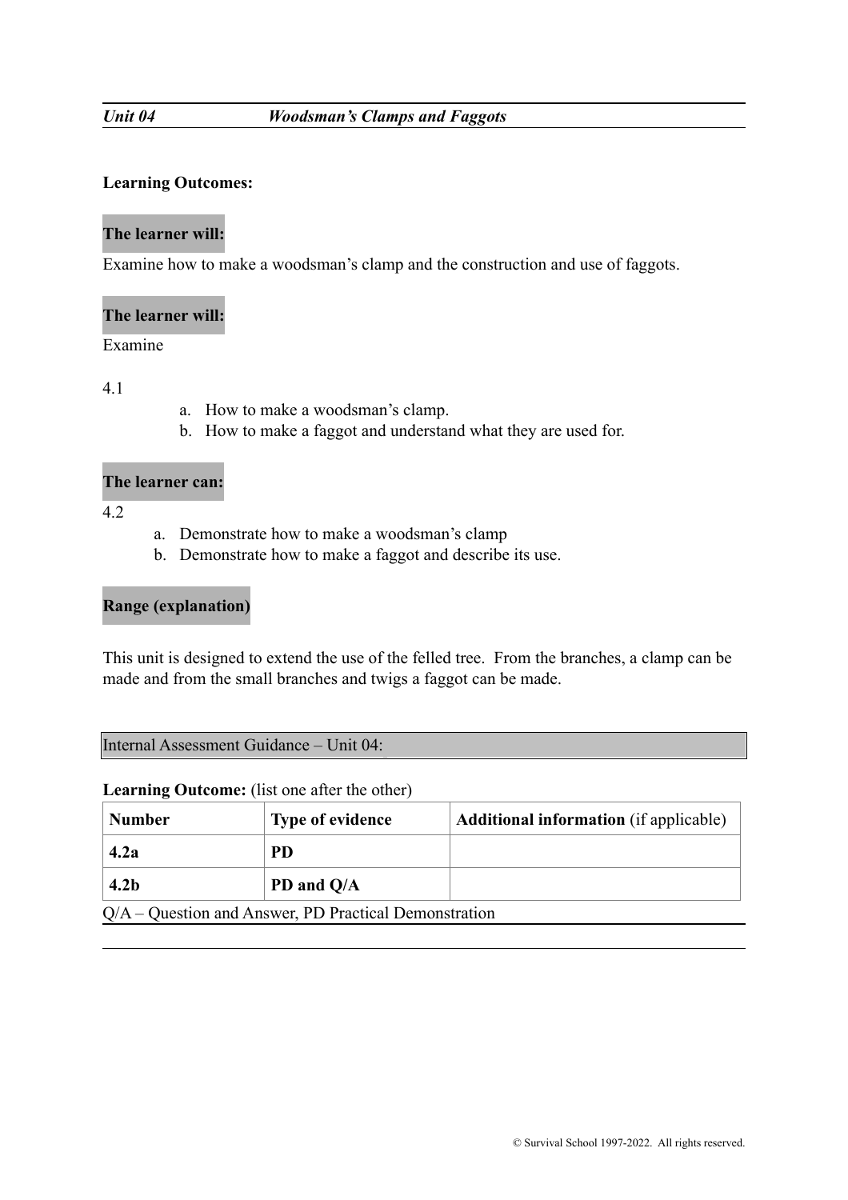***Unit 04 Woodsman's Clamps and Faggots***

**Learning Outcomes:**

**The learner will:**

Examine how to make a woodsman's clamp and the construction and use of faggots.

**The learner will:**

Examine

4.1

a. How to make a woodsman's clamp.
b. How to make a faggot and understand what they are used for.

**The learner can:**

4.2

a. Demonstrate how to make a woodsman's clamp
b. Demonstrate how to make a faggot and describe its use.

**Range (explanation)**

This unit is designed to extend the use of the felled tree. From the branches, a clamp can be made and from the small branches and twigs a faggot can be made.

Internal Assessment Guidance – Unit 04:

**Learning Outcome:** (list one after the other)

| **Number** | **Type of evidence** | **Additional information** (if applicable) |
|---|---|---|
| **4.2a** | **PD** | |
| **4.2b** | **PD and Q/A** | |

Q/A – Question and Answer, PD Practical Demonstration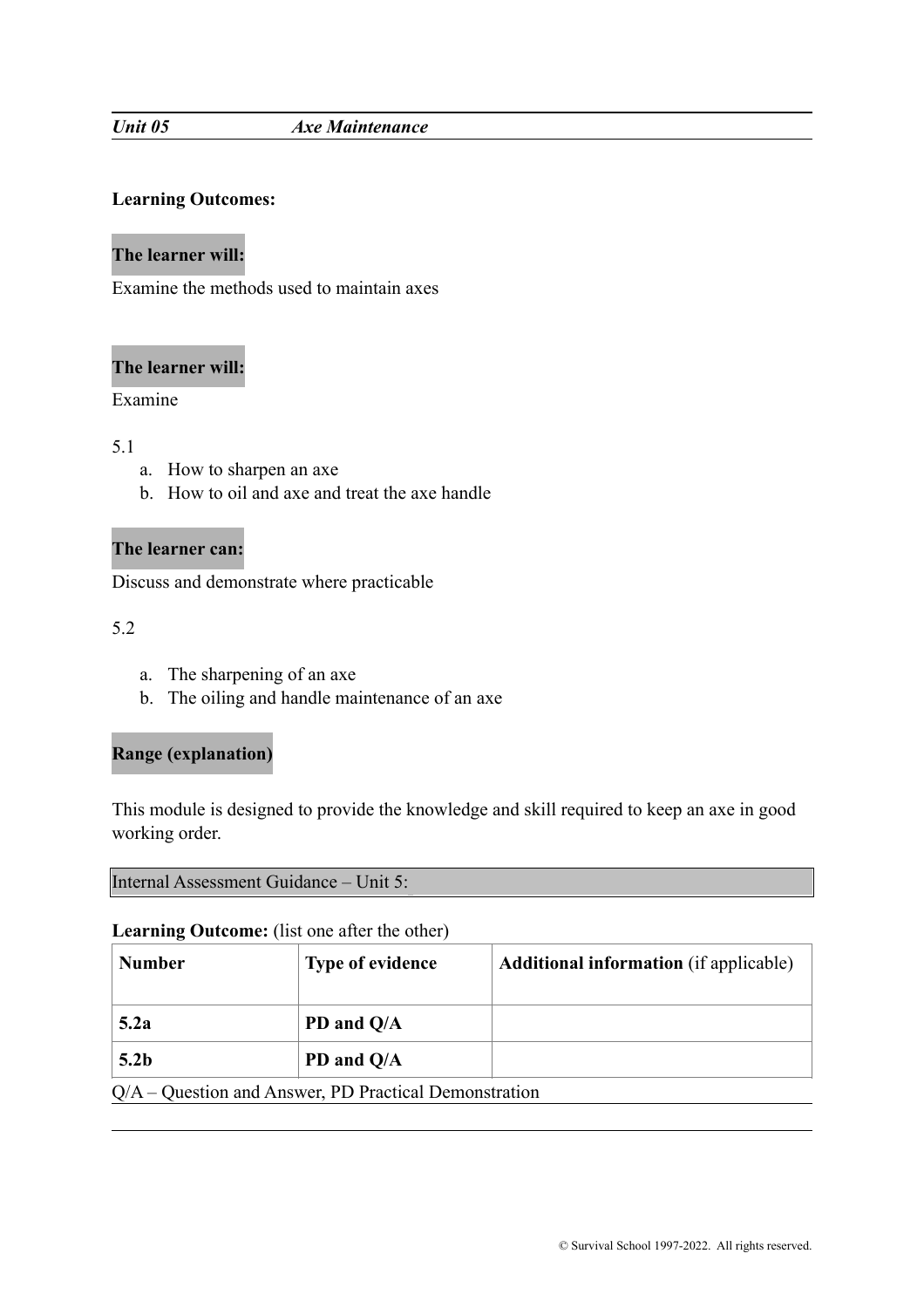***Unit 05*** ***Axe Maintenance***

**Learning Outcomes:**

**The learner will:**

Examine the methods used to maintain axes

**The learner will:**

Examine

5.1

a. How to sharpen an axe
b. How to oil and axe and treat the axe handle

**The learner can:**

Discuss and demonstrate where practicable

5.2

a. The sharpening of an axe
b. The oiling and handle maintenance of an axe

**Range (explanation)**

This module is designed to provide the knowledge and skill required to keep an axe in good working order.

Internal Assessment Guidance – Unit 5:

**Learning Outcome:** (list one after the other)

| **Number** | **Type of evidence** | **Additional information** (if applicable) |
| --- | --- | --- |
| **5.2a** | **PD and Q/A** | |
| **5.2b** | **PD and Q/A** | |

Q/A – Question and Answer, PD Practical Demonstration

© Survival School 1997-2022. All rights reserved.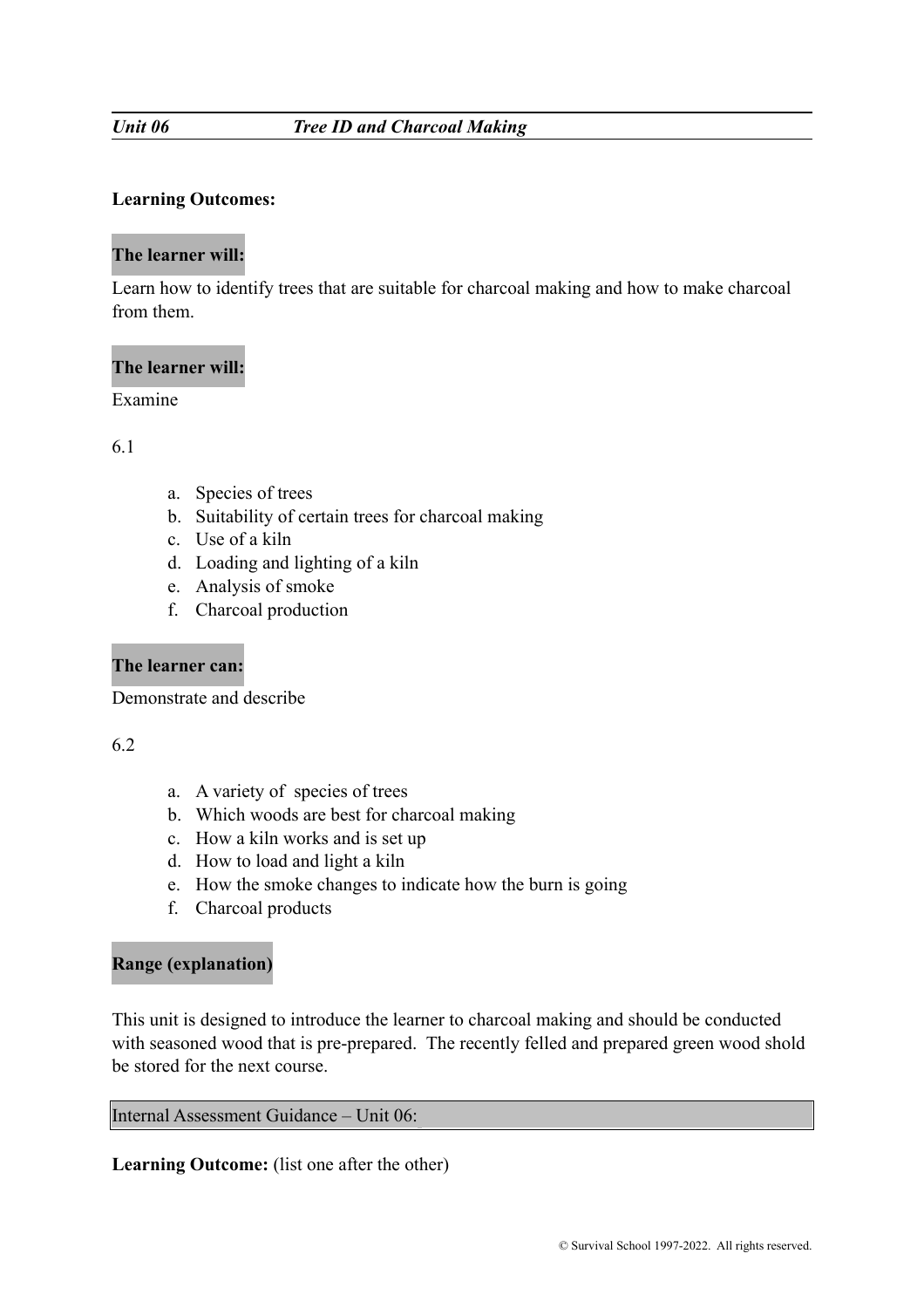***Unit 06 Tree ID and Charcoal Making***

**Learning Outcomes:**

**The learner will:**

Learn how to identify trees that are suitable for charcoal making and how to make charcoal from them.

**The learner will:**

Examine

6.1

a. Species of trees
b. Suitability of certain trees for charcoal making
c. Use of a kiln
d. Loading and lighting of a kiln
e. Analysis of smoke
f. Charcoal production

**The learner can:**

Demonstrate and describe

6.2

a. A variety of species of trees
b. Which woods are best for charcoal making
c. How a kiln works and is set up
d. How to load and light a kiln
e. How the smoke changes to indicate how the burn is going
f. Charcoal products

**Range (explanation)**

This unit is designed to introduce the learner to charcoal making and should be conducted with seasoned wood that is pre-prepared. The recently felled and prepared green wood shold be stored for the next course.

Internal Assessment Guidance – Unit 06:

**Learning Outcome:** (list one after the other)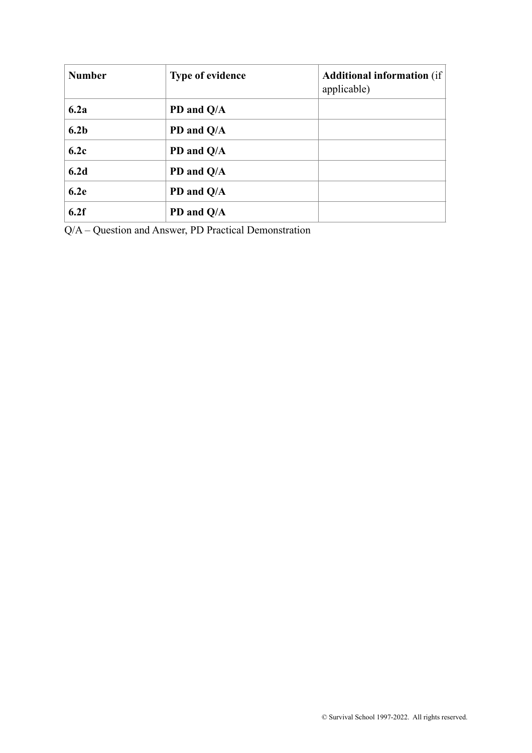| **Number** | **Type of evidence** | **Additional information** (if applicable) |
|---|---|---|
| **6.2a** | **PD and Q/A** | |
| **6.2b** | **PD and Q/A** | |
| **6.2c** | **PD and Q/A** | |
| **6.2d** | **PD and Q/A** | |
| **6.2e** | **PD and Q/A** | |
| **6.2f** | **PD and Q/A** | |

Q/A – Question and Answer, PD Practical Demonstration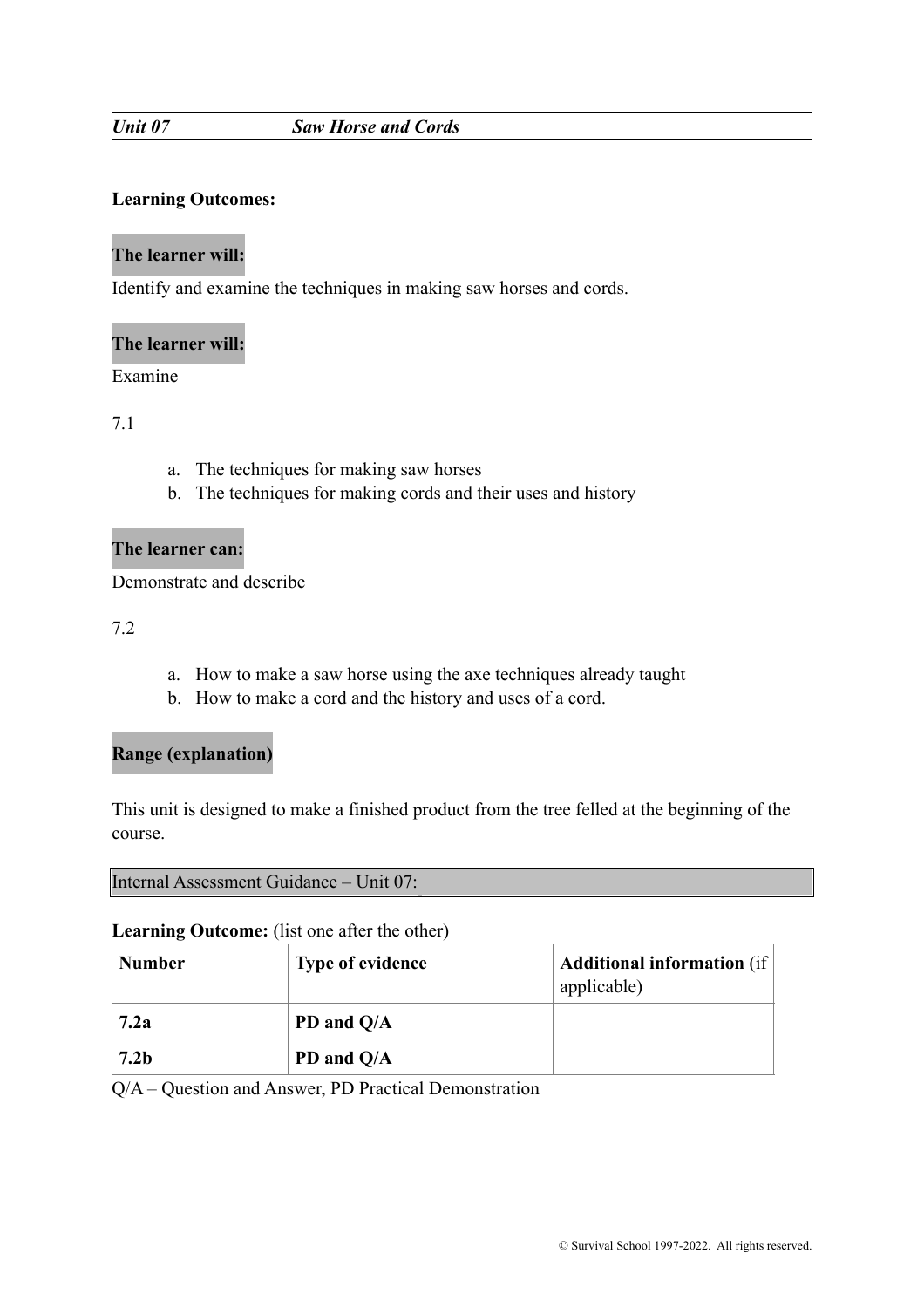***Unit 07 Saw Horse and Cords***

**Learning Outcomes:**

**The learner will:**

Identify and examine the techniques in making saw horses and cords.

**The learner will:**

Examine

7.1

a. The techniques for making saw horses
b. The techniques for making cords and their uses and history

**The learner can:**

Demonstrate and describe

7.2

a. How to make a saw horse using the axe techniques already taught
b. How to make a cord and the history and uses of a cord.

**Range (explanation)**

This unit is designed to make a finished product from the tree felled at the beginning of the course.

Internal Assessment Guidance – Unit 07:

**Learning Outcome:** (list one after the other)

| **Number** | **Type of evidence** | **Additional information** (if applicable) |
|---|---|---|
| **7.2a** | **PD and Q/A** | |
| **7.2b** | **PD and Q/A** | |

Q/A – Question and Answer, PD Practical Demonstration

© Survival School 1997-2022. All rights reserved.